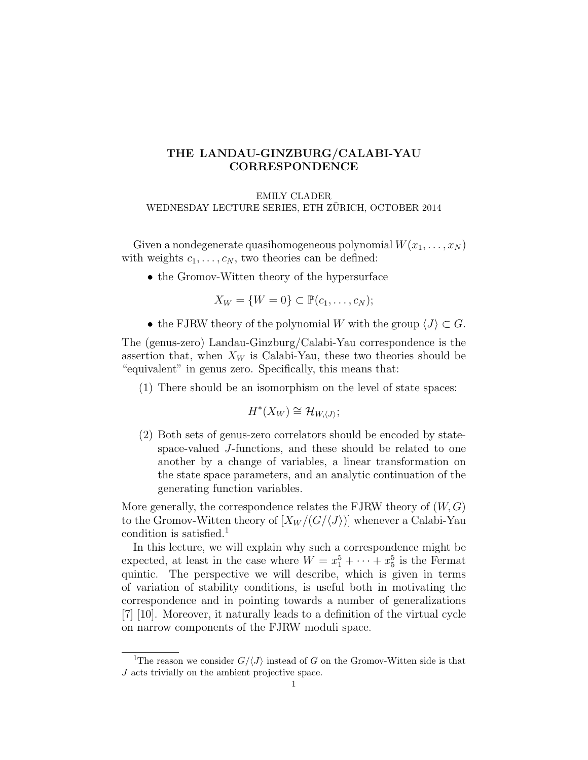# THE LANDAU-GINZBURG/CALABI-YAU CORRESPONDENCE

EMILY CLADER
WEDNESDAY LECTURE SERIES, ETH ZÜRICH, OCTOBER 2014

Given a nondegenerate quasihomogeneous polynomial $W(x_1, \ldots, x_N)$ with weights $c_1, \ldots, c_N$, two theories can be defined:

- the Gromov-Witten theory of the hypersurface

$$X_W = \{W = 0\} \subset \mathbb{P}(c_1, \ldots, c_N);$$

- the FJRW theory of the polynomial $W$ with the group $\langle J \rangle \subset G$.

The (genus-zero) Landau-Ginzburg/Calabi-Yau correspondence is the assertion that, when $X_W$ is Calabi-Yau, these two theories should be "equivalent" in genus zero. Specifically, this means that:

(1) There should be an isomorphism on the level of state spaces:

$$H^*(X_W) \cong \mathcal{H}_{W,\langle J \rangle};$$

(2) Both sets of genus-zero correlators should be encoded by state-space-valued $J$-functions, and these should be related to one another by a change of variables, a linear transformation on the state space parameters, and an analytic continuation of the generating function variables.

More generally, the correspondence relates the FJRW theory of $(W, G)$ to the Gromov-Witten theory of $[X_W/(G/\langle J \rangle)]$ whenever a Calabi-Yau condition is satisfied.[1]

In this lecture, we will explain why such a correspondence might be expected, at least in the case where $W = x_1^5 + \cdots + x_5^5$ is the Fermat quintic. The perspective we will describe, which is given in terms of variation of stability conditions, is useful both in motivating the correspondence and in pointing towards a number of generalizations [7] [10]. Moreover, it naturally leads to a definition of the virtual cycle on narrow components of the FJRW moduli space.

[1] The reason we consider $G/\langle J \rangle$ instead of $G$ on the Gromov-Witten side is that $J$ acts trivially on the ambient projective space.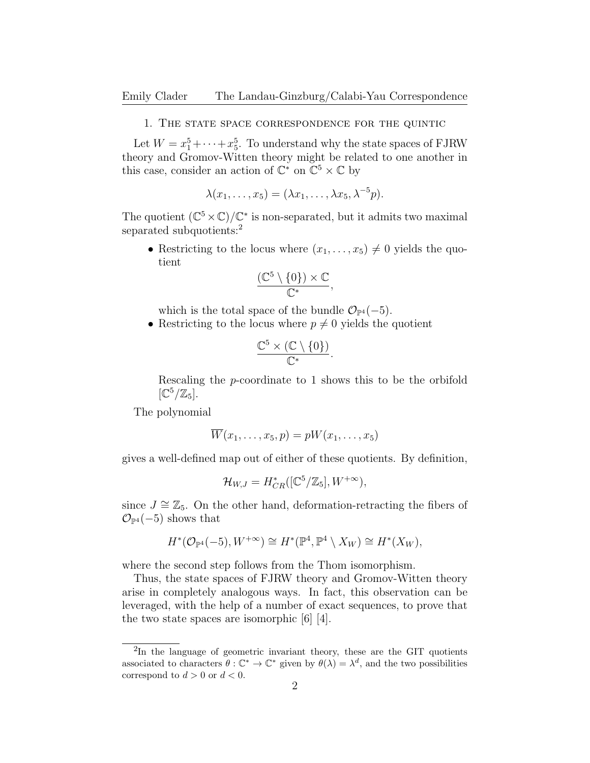## 1. The state space correspondence for the quintic

Let $W = x_1^5 + \cdots + x_5^5$. To understand why the state spaces of FJRW theory and Gromov-Witten theory might be related to one another in this case, consider an action of $\mathbb{C}^*$ on $\mathbb{C}^5 \times \mathbb{C}$ by

$$\lambda(x_1, \ldots, x_5) = (\lambda x_1, \ldots, \lambda x_5, \lambda^{-5} p).$$

The quotient $(\mathbb{C}^5 \times \mathbb{C})/\mathbb{C}^*$ is non-separated, but it admits two maximal separated subquotients:[2]

- Restricting to the locus where $(x_1, \ldots, x_5) \neq 0$ yields the quotient
$$\frac{(\mathbb{C}^5 \setminus \{0\}) \times \mathbb{C}}{\mathbb{C}^*},$$
which is the total space of the bundle $\mathcal{O}_{\mathbb{P}^4}(-5)$.
- Restricting to the locus where $p \neq 0$ yields the quotient
$$\frac{\mathbb{C}^5 \times (\mathbb{C} \setminus \{0\})}{\mathbb{C}^*}.$$
Rescaling the $p$-coordinate to 1 shows this to be the orbifold $[\mathbb{C}^5/\mathbb{Z}_5]$.

The polynomial

$$\overline{W}(x_1, \ldots, x_5, p) = pW(x_1, \ldots, x_5)$$

gives a well-defined map out of either of these quotients. By definition,

$$\mathcal{H}_{W,J} = H^*_{CR}([\mathbb{C}^5/\mathbb{Z}_5], W^{+\infty}),$$

since $J \cong \mathbb{Z}_5$. On the other hand, deformation-retracting the fibers of $\mathcal{O}_{\mathbb{P}^4}(-5)$ shows that

$$H^*(\mathcal{O}_{\mathbb{P}^4}(-5), W^{+\infty}) \cong H^*(\mathbb{P}^4, \mathbb{P}^4 \setminus X_W) \cong H^*(X_W),$$

where the second step follows from the Thom isomorphism.

Thus, the state spaces of FJRW theory and Gromov-Witten theory arise in completely analogous ways. In fact, this observation can be leveraged, with the help of a number of exact sequences, to prove that the two state spaces are isomorphic [6] [4].

[2] In the language of geometric invariant theory, these are the GIT quotients associated to characters $\theta : \mathbb{C}^* \to \mathbb{C}^*$ given by $\theta(\lambda) = \lambda^d$, and the two possibilities correspond to $d > 0$ or $d < 0$.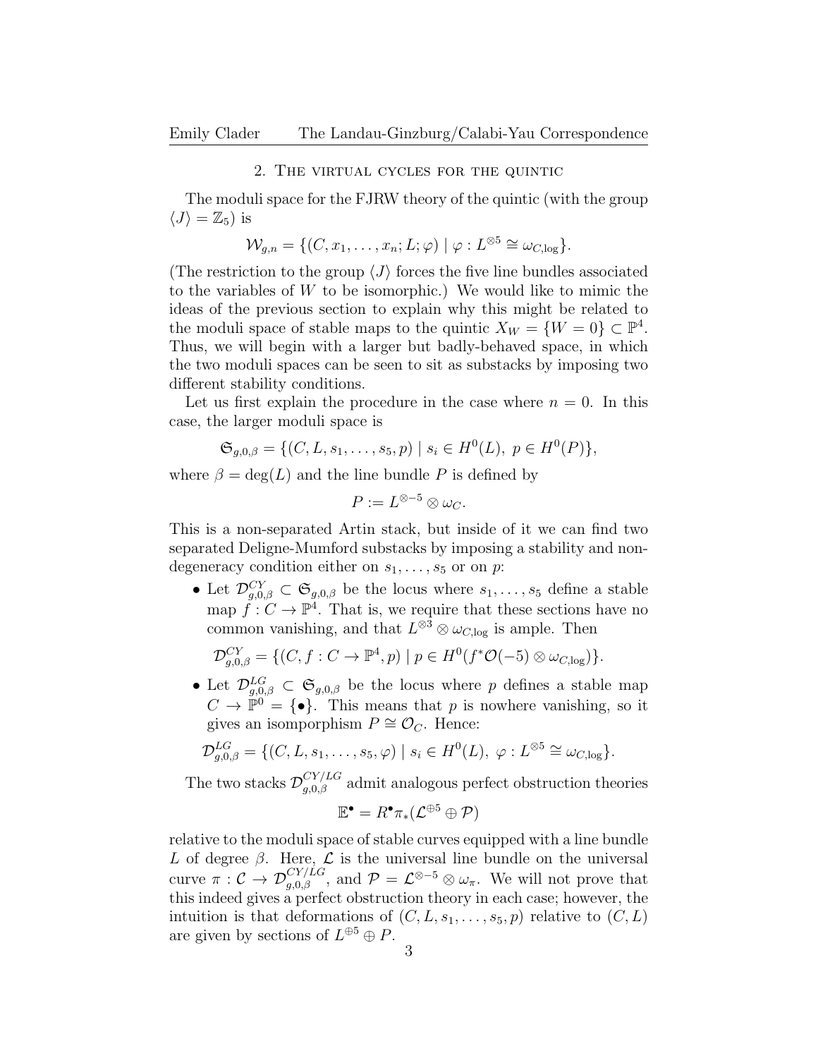## 2. The virtual cycles for the quintic

The moduli space for the FJRW theory of the quintic (with the group $\langle J \rangle = \mathbb{Z}_5$) is

$$\mathcal{W}_{g,n} = \{(C, x_1, \ldots, x_n; L; \varphi) \mid \varphi : L^{\otimes 5} \cong \omega_{C,\log}\}.$$

(The restriction to the group $\langle J \rangle$ forces the five line bundles associated to the variables of $W$ to be isomorphic.) We would like to mimic the ideas of the previous section to explain why this might be related to the moduli space of stable maps to the quintic $X_W = \{W = 0\} \subset \mathbb{P}^4$. Thus, we will begin with a larger but badly-behaved space, in which the two moduli spaces can be seen to sit as substacks by imposing two different stability conditions.

Let us first explain the procedure in the case where $n = 0$. In this case, the larger moduli space is

$$\mathfrak{S}_{g,0,\beta} = \{(C, L, s_1, \ldots, s_5, p) \mid s_i \in H^0(L),\ p \in H^0(P)\},$$

where $\beta = \deg(L)$ and the line bundle $P$ is defined by

$$P := L^{\otimes -5} \otimes \omega_C.$$

This is a non-separated Artin stack, but inside of it we can find two separated Deligne-Mumford substacks by imposing a stability and non-degeneracy condition either on $s_1, \ldots, s_5$ or on $p$:

- Let $\mathcal{D}^{CY}_{g,0,\beta} \subset \mathfrak{S}_{g,0,\beta}$ be the locus where $s_1, \ldots, s_5$ define a stable map $f : C \to \mathbb{P}^4$. That is, we require that these sections have no common vanishing, and that $L^{\otimes 3} \otimes \omega_{C,\log}$ is ample. Then
$$\mathcal{D}^{CY}_{g,0,\beta} = \{(C, f : C \to \mathbb{P}^4, p) \mid p \in H^0(f^*\mathcal{O}(-5) \otimes \omega_{C,\log})\}.$$
- Let $\mathcal{D}^{LG}_{g,0,\beta} \subset \mathfrak{S}_{g,0,\beta}$ be the locus where $p$ defines a stable map $C \to \mathbb{P}^0 = \{\bullet\}$. This means that $p$ is nowhere vanishing, so it gives an isomporphism $P \cong \mathcal{O}_C$. Hence:
$$\mathcal{D}^{LG}_{g,0,\beta} = \{(C, L, s_1, \ldots, s_5, \varphi) \mid s_i \in H^0(L),\ \varphi : L^{\otimes 5} \cong \omega_{C,\log}\}.$$

The two stacks $\mathcal{D}^{CY/LG}_{g,0,\beta}$ admit analogous perfect obstruction theories

$$\mathbb{E}^\bullet = R^\bullet\pi_*(\mathcal{L}^{\oplus 5} \oplus \mathcal{P})$$

relative to the moduli space of stable curves equipped with a line bundle $L$ of degree $\beta$. Here, $\mathcal{L}$ is the universal line bundle on the universal curve $\pi : \mathcal{C} \to \mathcal{D}^{CY/LG}_{g,0,\beta}$, and $\mathcal{P} = \mathcal{L}^{\otimes -5} \otimes \omega_\pi$. We will not prove that this indeed gives a perfect obstruction theory in each case; however, the intuition is that deformations of $(C, L, s_1, \ldots, s_5, p)$ relative to $(C, L)$ are given by sections of $L^{\oplus 5} \oplus P$.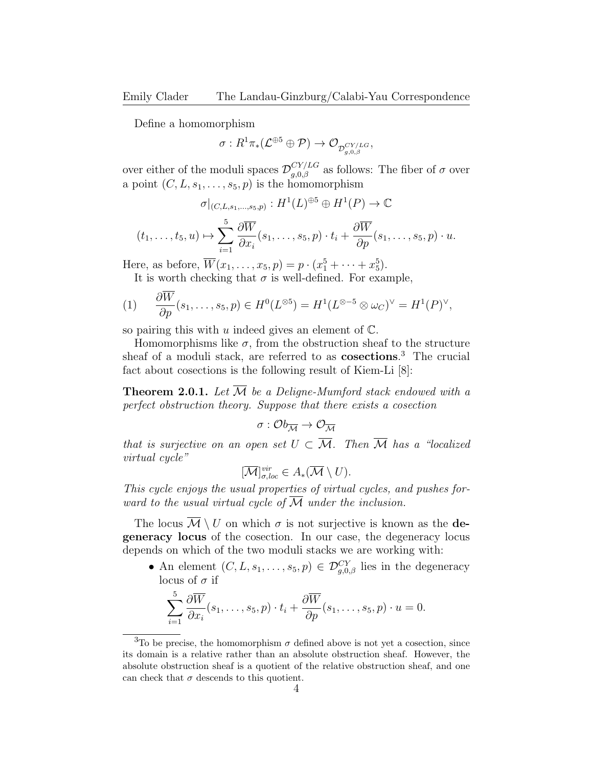Define a homomorphism

$$\sigma : R^1\pi_*(\mathcal{L}^{\oplus 5} \oplus \mathcal{P}) \to \mathcal{O}_{\mathcal{D}^{CY/LG}_{g,0,\beta}},$$

over either of the moduli spaces $\mathcal{D}^{CY/LG}_{g,0,\beta}$ as follows: The fiber of $\sigma$ over a point $(C, L, s_1, \ldots, s_5, p)$ is the homomorphism

$$\sigma|_{(C,L,s_1,\ldots,s_5,p)} : H^1(L)^{\oplus 5} \oplus H^1(P) \to \mathbb{C}$$

$$(t_1, \ldots, t_5, u) \mapsto \sum_{i=1}^{5} \frac{\partial \overline{W}}{\partial x_i}(s_1, \ldots, s_5, p) \cdot t_i + \frac{\partial \overline{W}}{\partial p}(s_1, \ldots, s_5, p) \cdot u.$$

Here, as before, $\overline{W}(x_1, \ldots, x_5, p) = p \cdot (x_1^5 + \cdots + x_5^5)$.

It is worth checking that $\sigma$ is well-defined. For example,

$$\frac{\partial \overline{W}}{\partial p}(s_1, \ldots, s_5, p) \in H^0(L^{\otimes 5}) = H^1(L^{\otimes -5} \otimes \omega_C)^\vee = H^1(P)^\vee, \tag{1}$$

so pairing this with $u$ indeed gives an element of $\mathbb{C}$.

Homomorphisms like $\sigma$, from the obstruction sheaf to the structure sheaf of a moduli stack, are referred to as **cosections**.[3] The crucial fact about cosections is the following result of Kiem-Li [8]:

**Theorem 2.0.1.** *Let $\overline{\mathcal{M}}$ be a Deligne-Mumford stack endowed with a perfect obstruction theory. Suppose that there exists a cosection*

$$\sigma : \mathcal{O}b_{\overline{\mathcal{M}}} \to \mathcal{O}_{\overline{\mathcal{M}}}$$

*that is surjective on an open set $U \subset \overline{\mathcal{M}}$. Then $\overline{\mathcal{M}}$ has a "localized virtual cycle"*

$$[\overline{\mathcal{M}}]^{vir}_{\sigma,loc} \in A_*(\overline{\mathcal{M}} \setminus U).$$

*This cycle enjoys the usual properties of virtual cycles, and pushes forward to the usual virtual cycle of $\overline{\mathcal{M}}$ under the inclusion.*

The locus $\overline{\mathcal{M}} \setminus U$ on which $\sigma$ is not surjective is known as the **degeneracy locus** of the cosection. In our case, the degeneracy locus depends on which of the two moduli stacks we are working with:

- An element $(C, L, s_1, \ldots, s_5, p) \in \mathcal{D}^{CY}_{g,0,\beta}$ lies in the degeneracy locus of $\sigma$ if

$$\sum_{i=1}^{5} \frac{\partial \overline{W}}{\partial x_i}(s_1, \ldots, s_5, p) \cdot t_i + \frac{\partial \overline{W}}{\partial p}(s_1, \ldots, s_5, p) \cdot u = 0.$$

[3] To be precise, the homomorphism $\sigma$ defined above is not yet a cosection, since its domain is a relative rather than an absolute obstruction sheaf. However, the absolute obstruction sheaf is a quotient of the relative obstruction sheaf, and one can check that $\sigma$ descends to this quotient.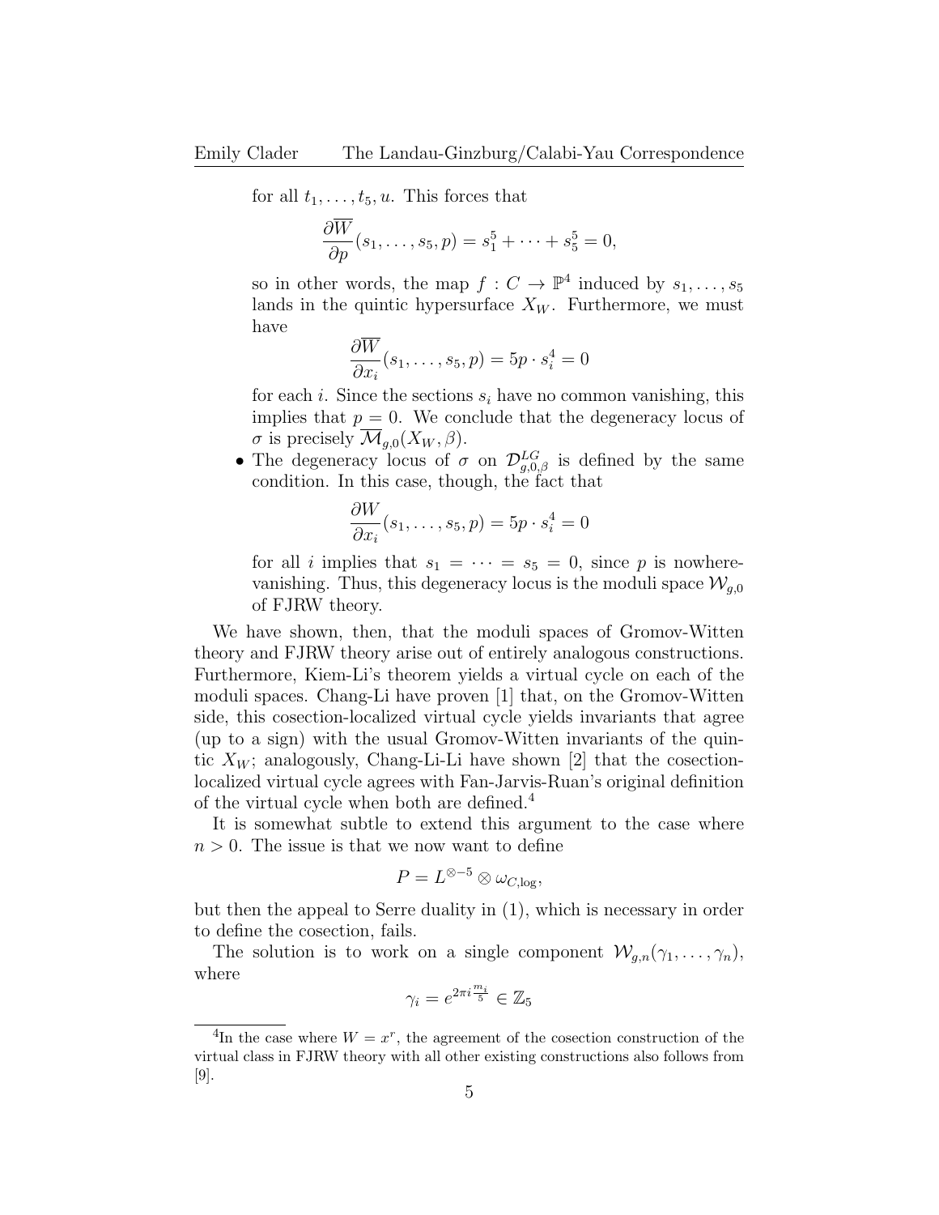for all $t_1, \ldots, t_5, u$. This forces that

$$\frac{\partial \overline{W}}{\partial p}(s_1, \ldots, s_5, p) = s_1^5 + \cdots + s_5^5 = 0,$$

so in other words, the map $f : C \to \mathbb{P}^4$ induced by $s_1, \ldots, s_5$ lands in the quintic hypersurface $X_W$. Furthermore, we must have

$$\frac{\partial \overline{W}}{\partial x_i}(s_1, \ldots, s_5, p) = 5p \cdot s_i^4 = 0$$

for each $i$. Since the sections $s_i$ have no common vanishing, this implies that $p = 0$. We conclude that the degeneracy locus of $\sigma$ is precisely $\overline{\mathcal{M}}_{g,0}(X_W, \beta)$.

- The degeneracy locus of $\sigma$ on $\mathcal{D}^{LG}_{g,0,\beta}$ is defined by the same condition. In this case, though, the fact that

$$\frac{\partial W}{\partial x_i}(s_1, \ldots, s_5, p) = 5p \cdot s_i^4 = 0$$

for all $i$ implies that $s_1 = \cdots = s_5 = 0$, since $p$ is nowhere-vanishing. Thus, this degeneracy locus is the moduli space $\mathcal{W}_{g,0}$ of FJRW theory.

We have shown, then, that the moduli spaces of Gromov-Witten theory and FJRW theory arise out of entirely analogous constructions. Furthermore, Kiem-Li's theorem yields a virtual cycle on each of the moduli spaces. Chang-Li have proven [1] that, on the Gromov-Witten side, this cosection-localized virtual cycle yields invariants that agree (up to a sign) with the usual Gromov-Witten invariants of the quintic $X_W$; analogously, Chang-Li-Li have shown [2] that the cosection-localized virtual cycle agrees with Fan-Jarvis-Ruan's original definition of the virtual cycle when both are defined.[4]

It is somewhat subtle to extend this argument to the case where $n > 0$. The issue is that we now want to define

$$P = L^{\otimes -5} \otimes \omega_{C,\log},$$

but then the appeal to Serre duality in (1), which is necessary in order to define the cosection, fails.

The solution is to work on a single component $\mathcal{W}_{g,n}(\gamma_1, \ldots, \gamma_n)$, where

$$\gamma_i = e^{2\pi i \frac{m_i}{5}} \in \mathbb{Z}_5$$

[4] In the case where $W = x^r$, the agreement of the cosection construction of the virtual class in FJRW theory with all other existing constructions also follows from [9].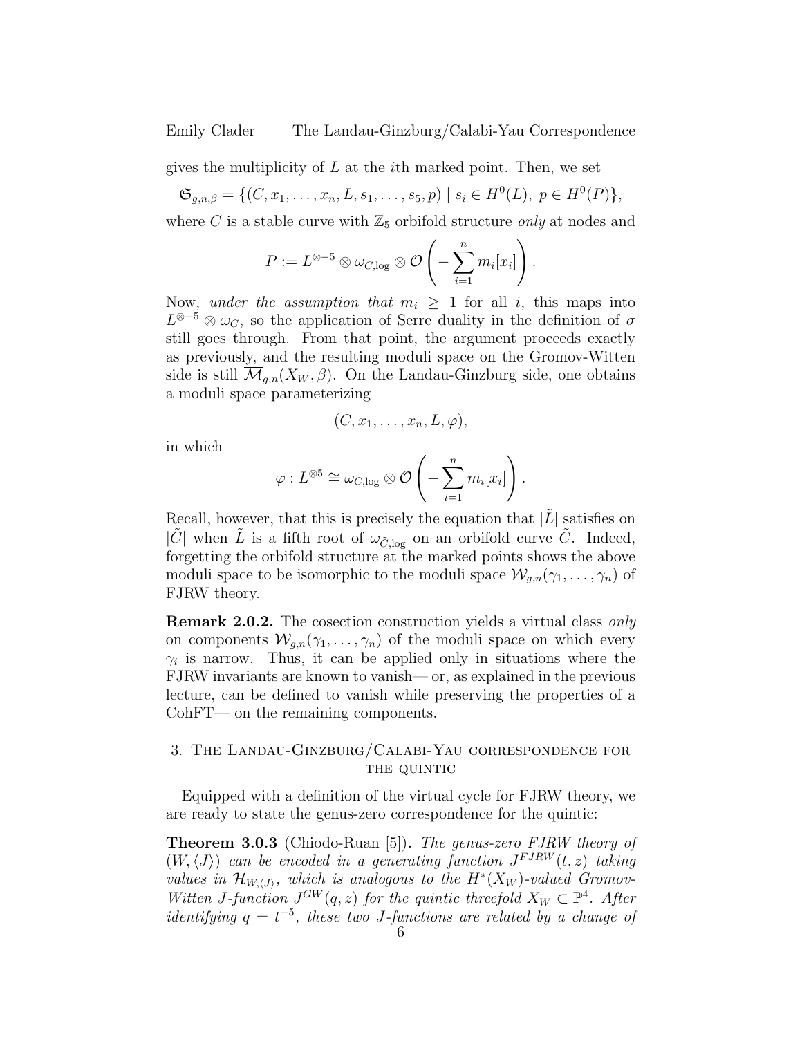gives the multiplicity of $L$ at the $i$th marked point. Then, we set

$$\mathfrak{S}_{g,n,\beta} = \{(C, x_1, \ldots, x_n, L, s_1, \ldots, s_5, p) \mid s_i \in H^0(L),\ p \in H^0(P)\},$$

where $C$ is a stable curve with $\mathbb{Z}_5$ orbifold structure *only* at nodes and

$$P := L^{\otimes -5} \otimes \omega_{C,\log} \otimes \mathcal{O}\left(-\sum_{i=1}^{n} m_i[x_i]\right).$$

Now, *under the assumption that* $m_i \geq 1$ for all $i$, this maps into $L^{\otimes -5} \otimes \omega_C$, so the application of Serre duality in the definition of $\sigma$ still goes through. From that point, the argument proceeds exactly as previously, and the resulting moduli space on the Gromov-Witten side is still $\overline{\mathcal{M}}_{g,n}(X_W, \beta)$. On the Landau-Ginzburg side, one obtains a moduli space parameterizing

$$(C, x_1, \ldots, x_n, L, \varphi),$$

in which

$$\varphi : L^{\otimes 5} \cong \omega_{C,\log} \otimes \mathcal{O}\left(-\sum_{i=1}^{n} m_i[x_i]\right).$$

Recall, however, that this is precisely the equation that $|\tilde{L}|$ satisfies on $|\tilde{C}|$ when $\tilde{L}$ is a fifth root of $\omega_{\tilde{C},\log}$ on an orbifold curve $\tilde{C}$. Indeed, forgetting the orbifold structure at the marked points shows the above moduli space to be isomorphic to the moduli space $\mathcal{W}_{g,n}(\gamma_1, \ldots, \gamma_n)$ of FJRW theory.

**Remark 2.0.2.** The cosection construction yields a virtual class *only* on components $\mathcal{W}_{g,n}(\gamma_1, \ldots, \gamma_n)$ of the moduli space on which every $\gamma_i$ is narrow. Thus, it can be applied only in situations where the FJRW invariants are known to vanish— or, as explained in the previous lecture, can be defined to vanish while preserving the properties of a CohFT— on the remaining components.

## 3. The Landau-Ginzburg/Calabi-Yau correspondence for the quintic

Equipped with a definition of the virtual cycle for FJRW theory, we are ready to state the genus-zero correspondence for the quintic:

**Theorem 3.0.3** (Chiodo-Ruan [5])**.** *The genus-zero FJRW theory of* $(W, \langle J \rangle)$ *can be encoded in a generating function* $J^{FJRW}(t, z)$ *taking values in* $\mathcal{H}_{W,\langle J \rangle}$*, which is analogous to the* $H^*(X_W)$*-valued Gromov-Witten J-function* $J^{GW}(q, z)$ *for the quintic threefold* $X_W \subset \mathbb{P}^4$*. After identifying* $q = t^{-5}$*, these two J-functions are related by a change of*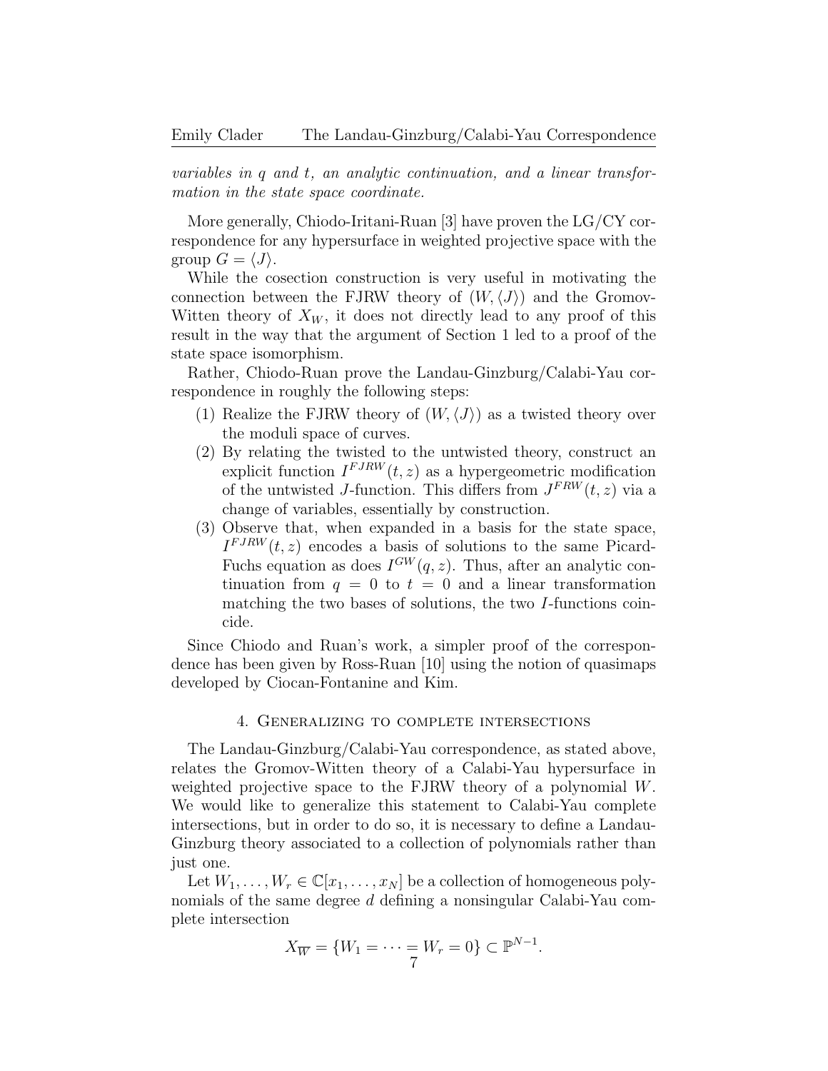*variables in $q$ and $t$, an analytic continuation, and a linear transformation in the state space coordinate.*

More generally, Chiodo-Iritani-Ruan [3] have proven the LG/CY correspondence for any hypersurface in weighted projective space with the group $G = \langle J \rangle$.

While the cosection construction is very useful in motivating the connection between the FJRW theory of $(W, \langle J \rangle)$ and the Gromov-Witten theory of $X_W$, it does not directly lead to any proof of this result in the way that the argument of Section 1 led to a proof of the state space isomorphism.

Rather, Chiodo-Ruan prove the Landau-Ginzburg/Calabi-Yau correspondence in roughly the following steps:

1. Realize the FJRW theory of $(W, \langle J \rangle)$ as a twisted theory over the moduli space of curves.
2. By relating the twisted to the untwisted theory, construct an explicit function $I^{FJRW}(t, z)$ as a hypergeometric modification of the untwisted $J$-function. This differs from $J^{FRW}(t, z)$ via a change of variables, essentially by construction.
3. Observe that, when expanded in a basis for the state space, $I^{FJRW}(t, z)$ encodes a basis of solutions to the same Picard-Fuchs equation as does $I^{GW}(q, z)$. Thus, after an analytic continuation from $q = 0$ to $t = 0$ and a linear transformation matching the two bases of solutions, the two $I$-functions coincide.

Since Chiodo and Ruan's work, a simpler proof of the correspondence has been given by Ross-Ruan [10] using the notion of quasimaps developed by Ciocan-Fontanine and Kim.

## 4. Generalizing to complete intersections

The Landau-Ginzburg/Calabi-Yau correspondence, as stated above, relates the Gromov-Witten theory of a Calabi-Yau hypersurface in weighted projective space to the FJRW theory of a polynomial $W$. We would like to generalize this statement to Calabi-Yau complete intersections, but in order to do so, it is necessary to define a Landau-Ginzburg theory associated to a collection of polynomials rather than just one.

Let $W_1, \ldots, W_r \in \mathbb{C}[x_1, \ldots, x_N]$ be a collection of homogeneous polynomials of the same degree $d$ defining a nonsingular Calabi-Yau complete intersection

$$X_{\overline{W}} = \{W_1 = \cdots = W_r = 0\} \subset \mathbb{P}^{N-1}.$$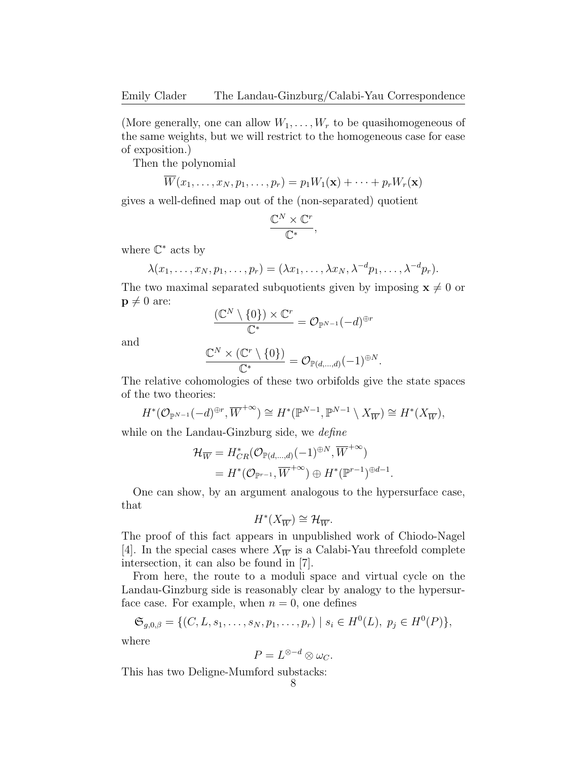(More generally, one can allow $W_1, \ldots, W_r$ to be quasihomogeneous of the same weights, but we will restrict to the homogeneous case for ease of exposition.)

Then the polynomial

$$\overline{W}(x_1, \ldots, x_N, p_1, \ldots, p_r) = p_1 W_1(\mathbf{x}) + \cdots + p_r W_r(\mathbf{x})$$

gives a well-defined map out of the (non-separated) quotient

$$\frac{\mathbb{C}^N \times \mathbb{C}^r}{\mathbb{C}^*},$$

where $\mathbb{C}^*$ acts by

$$\lambda(x_1, \ldots, x_N, p_1, \ldots, p_r) = (\lambda x_1, \ldots, \lambda x_N, \lambda^{-d} p_1, \ldots, \lambda^{-d} p_r).$$

The two maximal separated subquotients given by imposing $\mathbf{x} \neq 0$ or $\mathbf{p} \neq 0$ are:

$$\frac{(\mathbb{C}^N \setminus \{0\}) \times \mathbb{C}^r}{\mathbb{C}^*} = \mathcal{O}_{\mathbb{P}^{N-1}}(-d)^{\oplus r}$$

and

$$\frac{\mathbb{C}^N \times (\mathbb{C}^r \setminus \{0\})}{\mathbb{C}^*} = \mathcal{O}_{\mathbb{P}(d, \ldots, d)}(-1)^{\oplus N}.$$

The relative cohomologies of these two orbifolds give the state spaces of the two theories:

$$H^*(\mathcal{O}_{\mathbb{P}^{N-1}}(-d)^{\oplus r}, \overline{W}^{+\infty}) \cong H^*(\mathbb{P}^{N-1}, \mathbb{P}^{N-1} \setminus X_{\overline{W}}) \cong H^*(X_{\overline{W}}),$$

while on the Landau-Ginzburg side, we *define*

$$\begin{aligned}
\mathcal{H}_{\overline{W}} &= H^*_{CR}(\mathcal{O}_{\mathbb{P}(d, \ldots, d)}(-1)^{\oplus N}, \overline{W}^{+\infty}) \\
&= H^*(\mathcal{O}_{\mathbb{P}^{r-1}}, \overline{W}^{+\infty}) \oplus H^*(\mathbb{P}^{r-1})^{\oplus d-1}.
\end{aligned}$$

One can show, by an argument analogous to the hypersurface case, that

$$H^*(X_{\overline{W}}) \cong \mathcal{H}_{\overline{W}}.$$

The proof of this fact appears in unpublished work of Chiodo-Nagel [4]. In the special cases where $X_{\overline{W}}$ is a Calabi-Yau threefold complete intersection, it can also be found in [7].

From here, the route to a moduli space and virtual cycle on the Landau-Ginzburg side is reasonably clear by analogy to the hypersurface case. For example, when $n = 0$, one defines

$$\mathfrak{S}_{g,0,\beta} = \{(C, L, s_1, \ldots, s_N, p_1, \ldots, p_r) \mid s_i \in H^0(L),\ p_j \in H^0(P)\},$$

where

$$P = L^{\otimes -d} \otimes \omega_C.$$

This has two Deligne-Mumford substacks: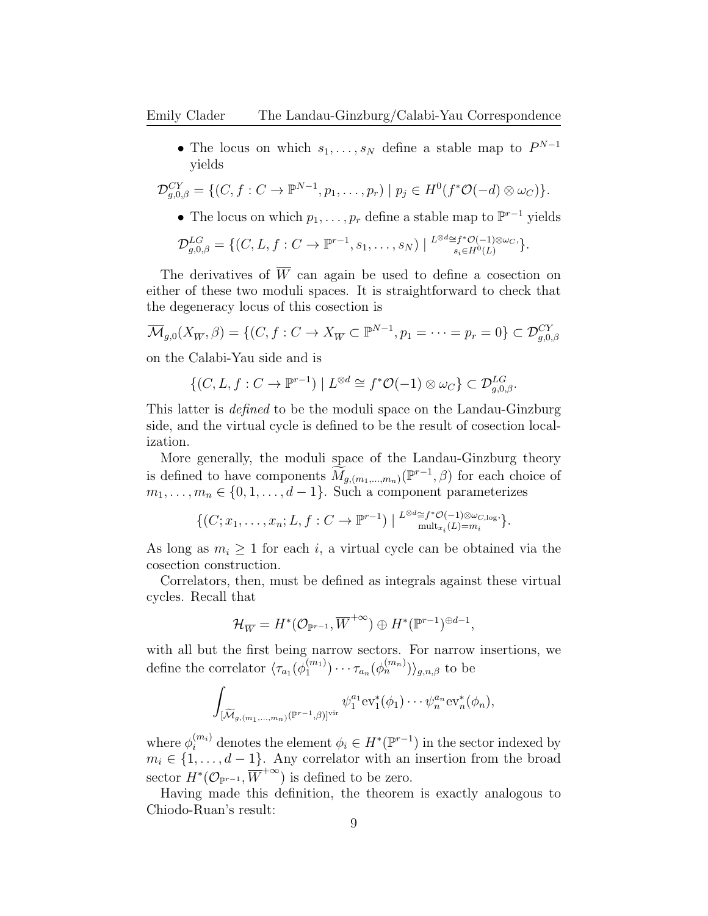- The locus on which $s_1, \ldots, s_N$ define a stable map to $P^{N-1}$ yields

$$\mathcal{D}^{CY}_{g,0,\beta} = \{(C, f : C \to \mathbb{P}^{N-1}, p_1, \ldots, p_r) \mid p_j \in H^0(f^*\mathcal{O}(-d) \otimes \omega_C)\}.$$

- The locus on which $p_1, \ldots, p_r$ define a stable map to $\mathbb{P}^{r-1}$ yields

$$\mathcal{D}^{LG}_{g,0,\beta} = \{(C, L, f : C \to \mathbb{P}^{r-1}, s_1, \ldots, s_N) \mid {\scriptstyle L^{\otimes d} \cong f^*\mathcal{O}(-1)\otimes\omega_C, \atop s_i \in H^0(L)}\}.$$

The derivatives of $\overline{W}$ can again be used to define a cosection on either of these two moduli spaces. It is straightforward to check that the degeneracy locus of this cosection is

$$\overline{\mathcal{M}}_{g,0}(X_{\overline{W}}, \beta) = \{(C, f : C \to X_{\overline{W}} \subset \mathbb{P}^{N-1}, p_1 = \cdots = p_r = 0\} \subset \mathcal{D}^{CY}_{g,0,\beta}$$

on the Calabi-Yau side and is

$$\{(C, L, f : C \to \mathbb{P}^{r-1}) \mid L^{\otimes d} \cong f^*\mathcal{O}(-1) \otimes \omega_C\} \subset \mathcal{D}^{LG}_{g,0,\beta}.$$

This latter is *defined* to be the moduli space on the Landau-Ginzburg side, and the virtual cycle is defined to be the result of cosection localization.

More generally, the moduli space of the Landau-Ginzburg theory is defined to have components $\widetilde{M}_{g,(m_1,\ldots,m_n)}(\mathbb{P}^{r-1}, \beta)$ for each choice of $m_1, \ldots, m_n \in \{0, 1, \ldots, d-1\}$. Such a component parameterizes

$$\{(C; x_1, \ldots, x_n; L, f : C \to \mathbb{P}^{r-1}) \mid {\scriptstyle L^{\otimes d} \cong f^*\mathcal{O}(-1)\otimes\omega_{C,\log}, \atop \mathrm{mult}_{x_i}(L) = m_i}\}.$$

As long as $m_i \geq 1$ for each $i$, a virtual cycle can be obtained via the cosection construction.

Correlators, then, must be defined as integrals against these virtual cycles. Recall that

$$\mathcal{H}_{\overline{W}} = H^*(\mathcal{O}_{\mathbb{P}^{r-1}}, \overline{W}^{+\infty}) \oplus H^*(\mathbb{P}^{r-1})^{\oplus d-1},$$

with all but the first being narrow sectors. For narrow insertions, we define the correlator $\langle \tau_{a_1}(\phi_1^{(m_1)}) \cdots \tau_{a_n}(\phi_n^{(m_n)}) \rangle_{g,n,\beta}$ to be

$$\int_{[\widetilde{\mathcal{M}}_{g,(m_1,\ldots,m_n)}(\mathbb{P}^{r-1},\beta)]^{\mathrm{vir}}} \psi_1^{a_1} \mathrm{ev}_1^*(\phi_1) \cdots \psi_n^{a_n} \mathrm{ev}_n^*(\phi_n),$$

where $\phi_i^{(m_i)}$ denotes the element $\phi_i \in H^*(\mathbb{P}^{r-1})$ in the sector indexed by $m_i \in \{1, \ldots, d-1\}$. Any correlator with an insertion from the broad sector $H^*(\mathcal{O}_{\mathbb{P}^{r-1}}, \overline{W}^{+\infty})$ is defined to be zero.

Having made this definition, the theorem is exactly analogous to Chiodo-Ruan's result: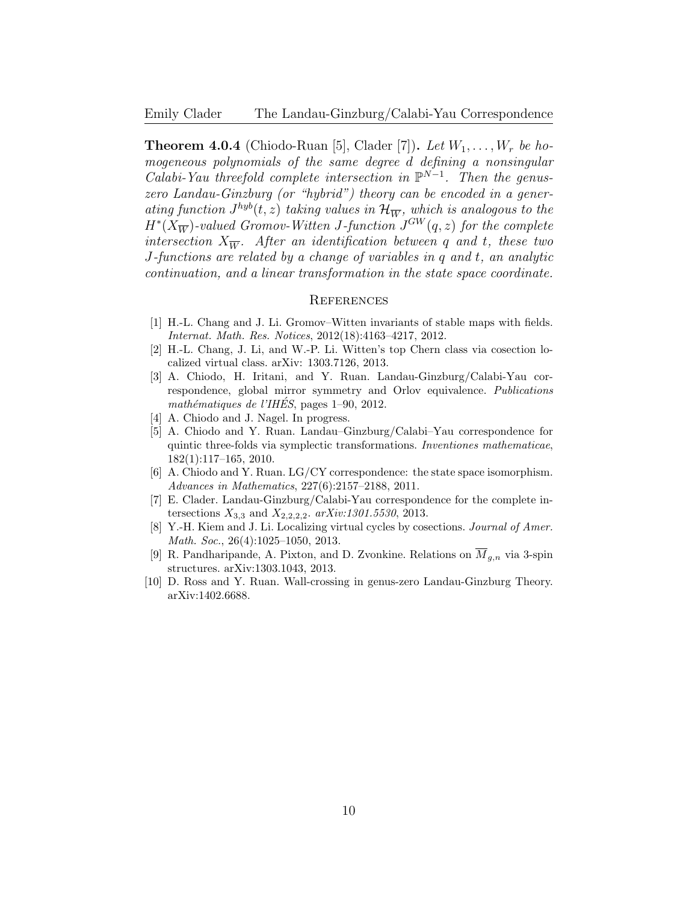**Theorem 4.0.4** (Chiodo-Ruan [5], Clader [7])**.** *Let $W_1, \ldots, W_r$ be homogeneous polynomials of the same degree $d$ defining a nonsingular Calabi-Yau threefold complete intersection in $\mathbb{P}^{N-1}$. Then the genus-zero Landau-Ginzburg (or "hybrid") theory can be encoded in a generating function $J^{hyb}(t,z)$ taking values in $\mathcal{H}_{\overline{W}}$, which is analogous to the $H^*(X_{\overline{W}})$-valued Gromov-Witten J-function $J^{GW}(q,z)$ for the complete intersection $X_{\overline{W}}$. After an identification between $q$ and $t$, these two J-functions are related by a change of variables in $q$ and $t$, an analytic continuation, and a linear transformation in the state space coordinate.*

## References

[1] H.-L. Chang and J. Li. Gromov–Witten invariants of stable maps with fields. *Internat. Math. Res. Notices*, 2012(18):4163–4217, 2012.

[2] H.-L. Chang, J. Li, and W.-P. Li. Witten's top Chern class via cosection localized virtual class. arXiv: 1303.7126, 2013.

[3] A. Chiodo, H. Iritani, and Y. Ruan. Landau-Ginzburg/Calabi-Yau correspondence, global mirror symmetry and Orlov equivalence. *Publications mathématiques de l'IHÉS*, pages 1–90, 2012.

[4] A. Chiodo and J. Nagel. In progress.

[5] A. Chiodo and Y. Ruan. Landau–Ginzburg/Calabi–Yau correspondence for quintic three-folds via symplectic transformations. *Inventiones mathematicae*, 182(1):117–165, 2010.

[6] A. Chiodo and Y. Ruan. LG/CY correspondence: the state space isomorphism. *Advances in Mathematics*, 227(6):2157–2188, 2011.

[7] E. Clader. Landau-Ginzburg/Calabi-Yau correspondence for the complete intersections $X_{3,3}$ and $X_{2,2,2,2}$. *arXiv:1301.5530*, 2013.

[8] Y.-H. Kiem and J. Li. Localizing virtual cycles by cosections. *Journal of Amer. Math. Soc.*, 26(4):1025–1050, 2013.

[9] R. Pandharipande, A. Pixton, and D. Zvonkine. Relations on $\overline{M}_{g,n}$ via 3-spin structures. arXiv:1303.1043, 2013.

[10] D. Ross and Y. Ruan. Wall-crossing in genus-zero Landau-Ginzburg Theory. arXiv:1402.6688.